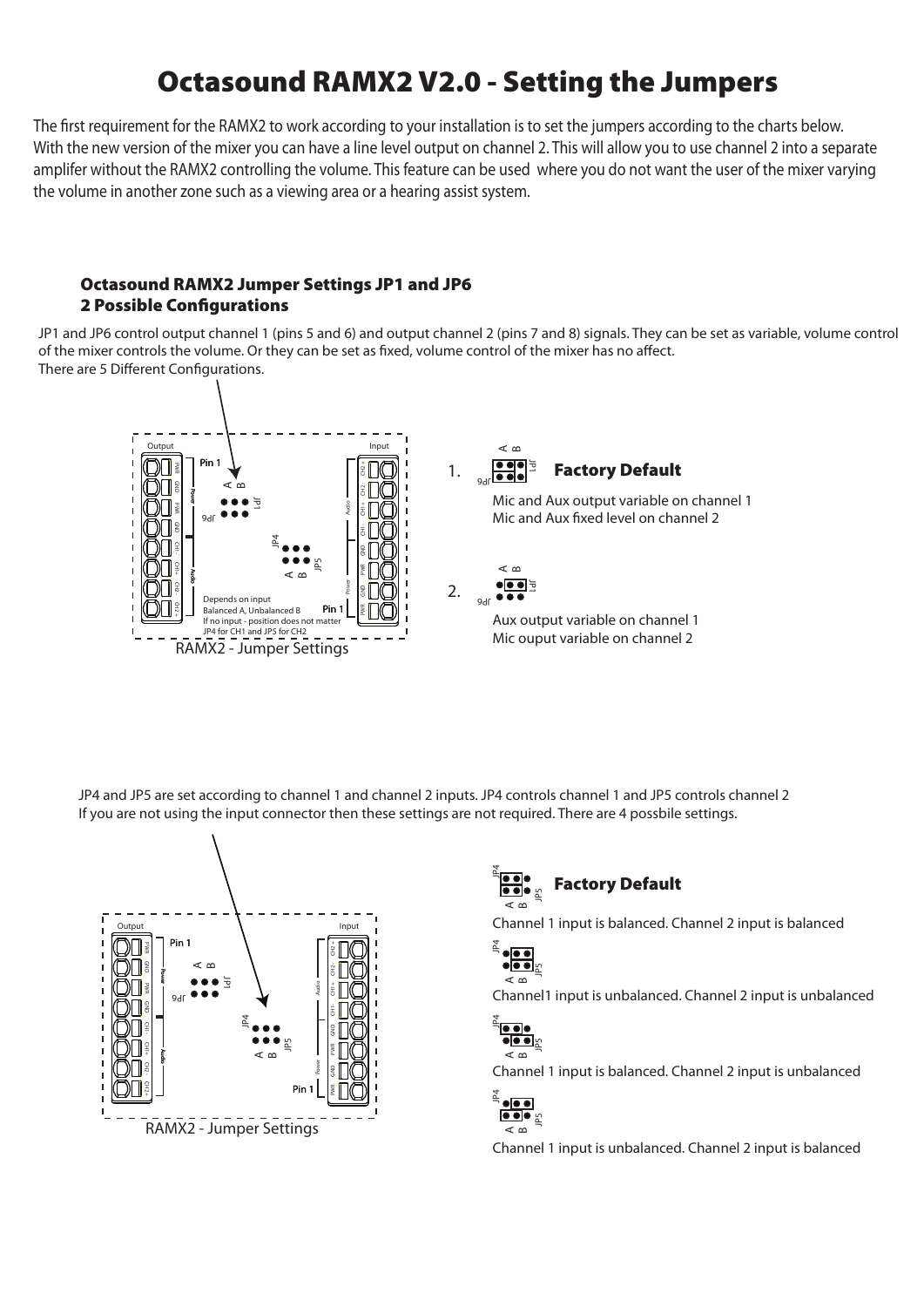# Octasound RAMX2 V2.0 - Setting the Jumpers

The first requirement for the RAMX2 to work according to your installation is to set the jumpers according to the charts below. With the new version of the mixer you can have a line level output on channel 2. This will allow you to use channel 2 into a separate amplifer without the RAMX2 controlling the volume. This feature can be used where you do not want the user of the mixer varying the volume in another zone such as a viewing area or a hearing assist system.

## Octasound RAMX2 Jumper Settings JP1 and JP6
## 2 Possible Configurations

JP1 and JP6 control output channel 1 (pins 5 and 6) and output channel 2 (pins 7 and 8) signals. They can be set as variable, volume control of the mixer controls the volume. Or they can be set as fixed, volume control of the mixer has no affect.
There are 5 Different Configurations.

Output | Input | Pin 1 | JP1 | JP6 | A B | JP4 | JP5 | Pin 1

Depends on input
Balanced A, Unbalanced B
If no input - position does not matter
JP4 for CH1 and JP5 for CH2

RAMX2 - Jumper Settings

1. **Factory Default**

Mic and Aux output variable on channel 1
Mic and Aux fixed level on channel 2

2.

Aux output variable on channel 1
Mic ouput variable on channel 2

JP4 and JP5 are set according to channel 1 and channel 2 inputs. JP4 controls channel 1 and JP5 controls channel 2
If you are not using the input connector then these settings are not required. There are 4 possbile settings.

RAMX2 - Jumper Settings

**Factory Default**

Channel 1 input is balanced. Channel 2 input is balanced

Channel1 input is unbalanced. Channel 2 input is unbalanced

Channel 1 input is balanced. Channel 2 input is unbalanced

Channel 1 input is unbalanced. Channel 2 input is balanced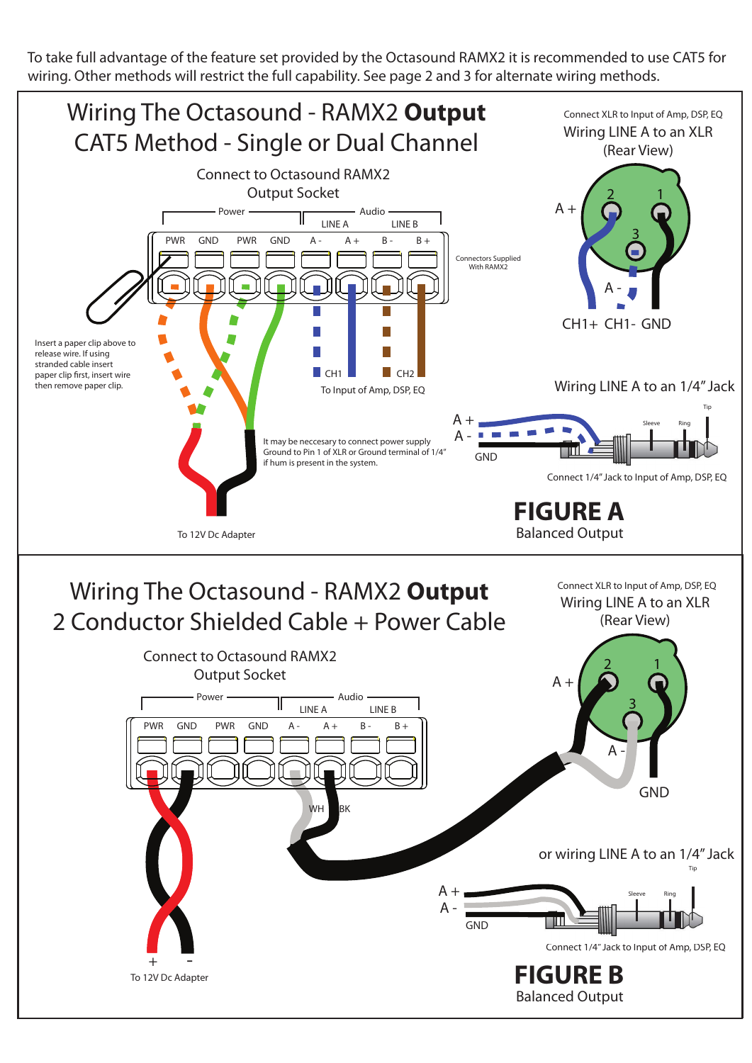To take full advantage of the feature set provided by the Octasound RAMX2 it is recommended to use CAT5 for wiring. Other methods will restrict the full capability. See page 2 and 3 for alternate wiring methods.

## Wiring The Octasound - RAMX2 **Output**
## CAT5 Method - Single or Dual Channel

Connect to Octasound RAMX2 Output Socket

Power | Audio — LINE A | LINE B

PWR GND PWR GND A - A + B - B +

Connectors Supplied With RAMX2

Insert a paper clip above to release wire. If using stranded cable insert paper clip first, insert wire then remove paper clip.

CH1 CH2

To Input of Amp, DSP, EQ

It may be neccesary to connect power supply Ground to Pin 1 of XLR or Ground terminal of 1/4" if hum is present in the system.

To 12V Dc Adapter

Connect XLR to Input of Amp, DSP, EQ

Wiring LINE A to an XLR (Rear View)

A + 2 1 3 A -

CH1+ CH1- GND

Wiring LINE A to an 1/4" Jack

A + A - GND Sleeve Ring Tip

Connect 1/4" Jack to Input of Amp, DSP, EQ

**FIGURE A**

Balanced Output

## Wiring The Octasound - RAMX2 **Output**
## 2 Conductor Shielded Cable + Power Cable

Connect to Octasound RAMX2 Output Socket

Power | Audio — LINE A | LINE B

PWR GND PWR GND A - A + B - B +

WH BK

\+ -

To 12V Dc Adapter

Connect XLR to Input of Amp, DSP, EQ

Wiring LINE A to an XLR (Rear View)

A + 2 1 3 A -

GND

or wiring LINE A to an 1/4" Jack

A + A - GND Sleeve Ring Tip

Connect 1/4" Jack to Input of Amp, DSP, EQ

**FIGURE B**

Balanced Output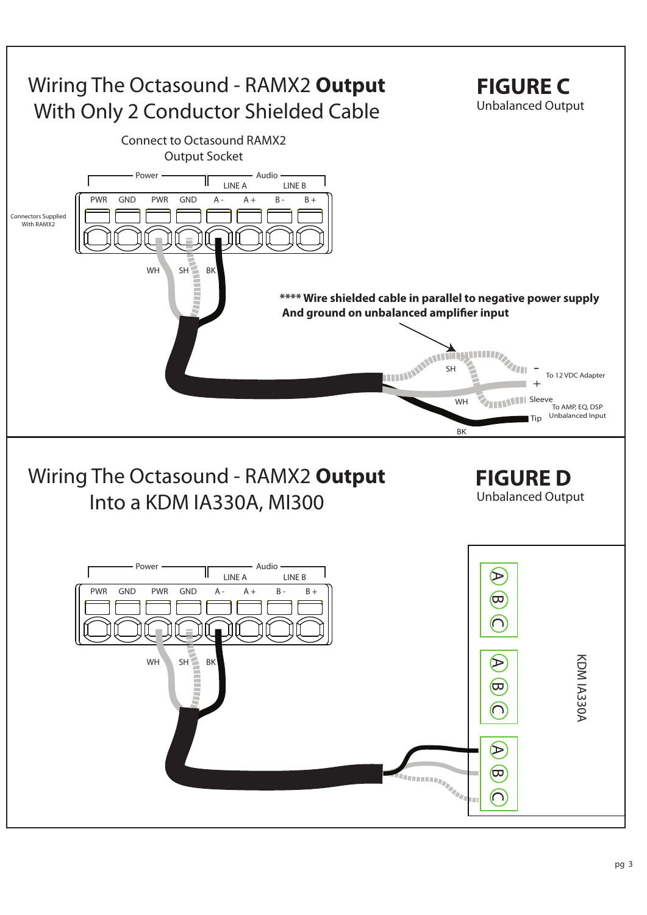# Wiring The Octasound - RAMX2 **Output** With Only 2 Conductor Shielded Cable

## FIGURE C

Unbalanced Output

Connect to Octasound RAMX2 Output Socket

Power — Audio

LINE A — LINE B

PWR GND PWR GND A - A + B - B +

Connectors Supplied With RAMX2

WH SH BK

**\*\*\*\* Wire shielded cable in parallel to negative power supply And ground on unbalanced amplifier input**

SH — - — To 12 VDC Adapter

WH — +

Sleeve — To AMP, EQ, DSP Unbalanced Input

BK — Tip

# Wiring The Octasound - RAMX2 **Output** Into a KDM IA330A, MI300

## FIGURE D

Unbalanced Output

Power — Audio

LINE A — LINE B

PWR GND PWR GND A - A + B - B +

WH SH BK

A B C

A B C

A B C

KDM IA330A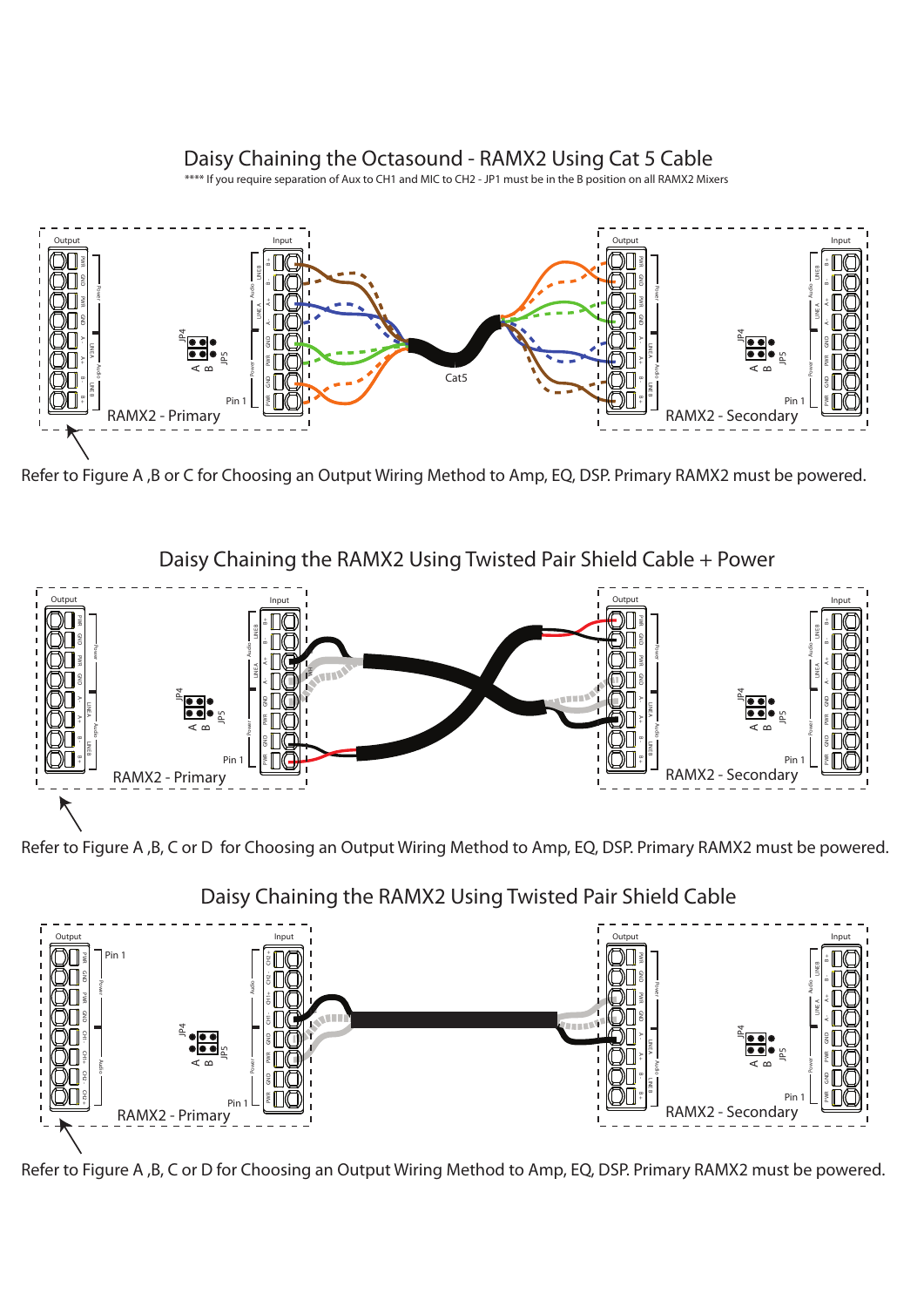# Daisy Chaining the Octasound - RAMX2 Using Cat 5 Cable

**** If you require separation of Aux to CH1 and MIC to CH2 - JP1 must be in the B position on all RAMX2 Mixers

Refer to Figure A ,B or C for Choosing an Output Wiring Method to Amp, EQ, DSP. Primary RAMX2 must be powered.

# Daisy Chaining the RAMX2 Using Twisted Pair Shield Cable + Power

Refer to Figure A ,B, C or D for Choosing an Output Wiring Method to Amp, EQ, DSP. Primary RAMX2 must be powered.

# Daisy Chaining the RAMX2 Using Twisted Pair Shield Cable

Refer to Figure A ,B, C or D for Choosing an Output Wiring Method to Amp, EQ, DSP. Primary RAMX2 must be powered.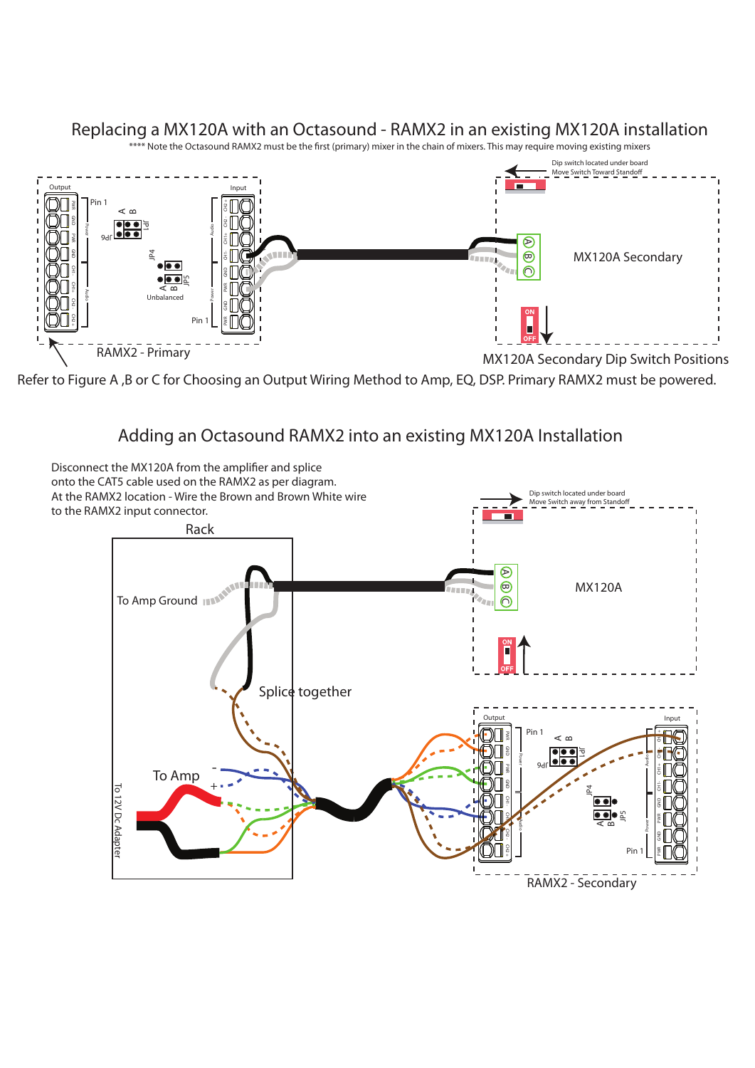# Replacing a MX120A with an Octasound - RAMX2 in an existing MX120A installation

**** Note the Octasound RAMX2 must be the first (primary) mixer in the chain of mixers. This may require moving existing mixers

Output

Input

Pin 1

PWR GND PWR GND CH1- CH1+ CH2- CH2+

Power Audio

A B

9df

JP1

JP4

A B

JP5

Unbalanced

Audio Power

CH2+ CH2- CH1+ CH1- GND PWR GND PWR

Pin 1

RAMX2 - Primary

Dip switch located under board
Move Switch Toward Standoff

A B C

MX120A Secondary

ON OFF

MX120A Secondary Dip Switch Positions

Refer to Figure A ,B or C for Choosing an Output Wiring Method to Amp, EQ, DSP. Primary RAMX2 must be powered.

# Adding an Octasound RAMX2 into an existing MX120A Installation

Disconnect the MX120A from the amplifier and splice onto the CAT5 cable used on the RAMX2 as per diagram.
At the RAMX2 location - Wire the Brown and Brown White wire to the RAMX2 input connector.

Rack

To Amp Ground

Splice together

To Amp

-

+

To 12V Dc Adapter

Dip switch located under board
Move Switch away from Standoff

A B C

MX120A

ON OFF

Output

Input

Pin 1

PWR GND PWR GND CH1- CH1+ CH2- CH2+

Power Audio

A B

9df

JP1

JP4

A B

JP5

Audio Power

CH2+ CH2- CH1+ CH1- GND PWR GND PWR

Pin 1

RAMX2 - Secondary